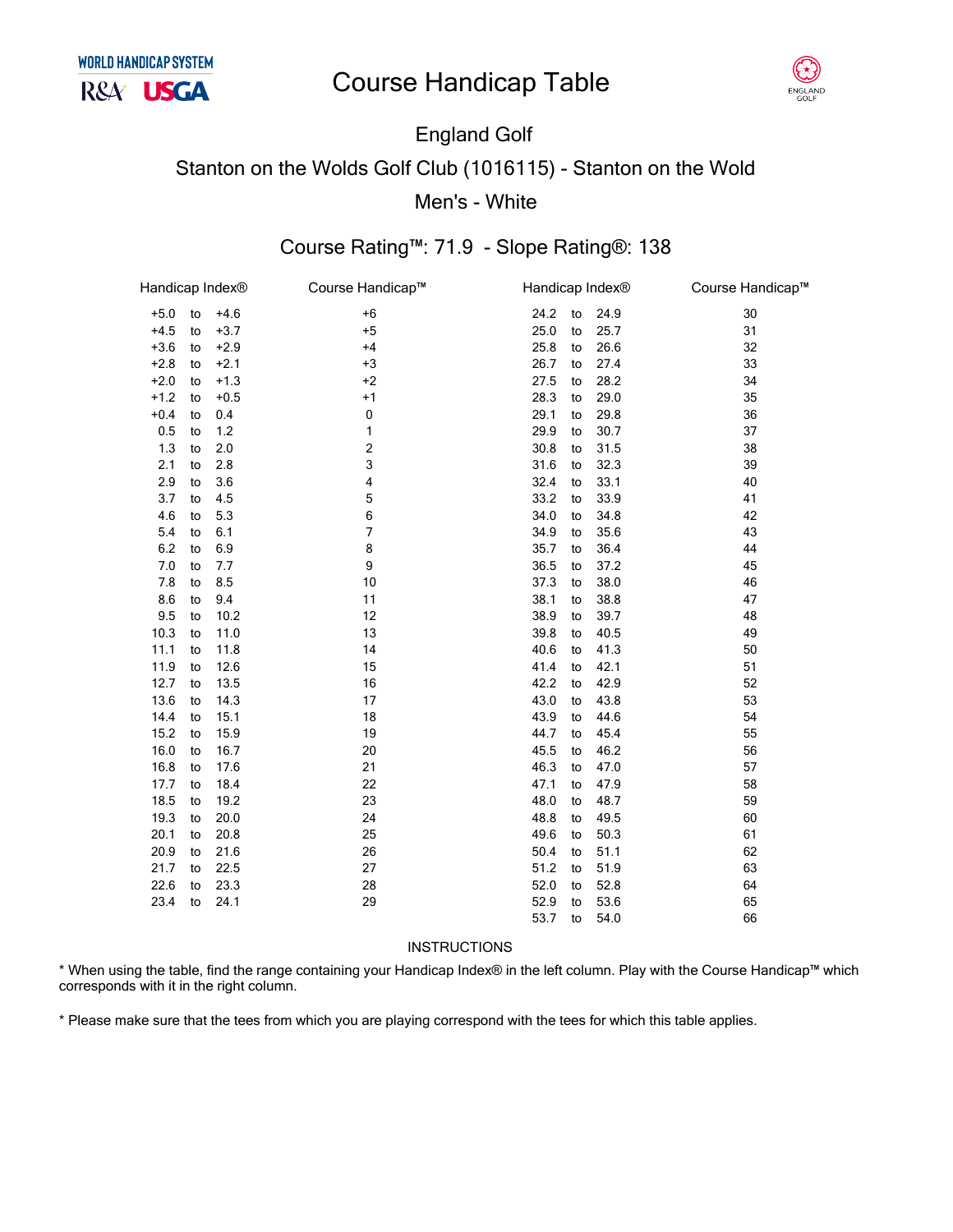WORLD HANDICAP SYSTEM

R&A USGA

# Course Handicap Table

ENGLAND GOLF

## England Golf

## Stanton on the Wolds Golf Club (1016115) - Stanton on the Wold

## Men's - White

### Course Rating™: 71.9 - Slope Rating®: 138

| Handicap Index® | Course Handicap™ | Handicap Index® | Course Handicap™ |
|---|---|---|---|
| +5.0 to +4.6 | +6 | 24.2 to 24.9 | 30 |
| +4.5 to +3.7 | +5 | 25.0 to 25.7 | 31 |
| +3.6 to +2.9 | +4 | 25.8 to 26.6 | 32 |
| +2.8 to +2.1 | +3 | 26.7 to 27.4 | 33 |
| +2.0 to +1.3 | +2 | 27.5 to 28.2 | 34 |
| +1.2 to +0.5 | +1 | 28.3 to 29.0 | 35 |
| +0.4 to 0.4 | 0 | 29.1 to 29.8 | 36 |
| 0.5 to 1.2 | 1 | 29.9 to 30.7 | 37 |
| 1.3 to 2.0 | 2 | 30.8 to 31.5 | 38 |
| 2.1 to 2.8 | 3 | 31.6 to 32.3 | 39 |
| 2.9 to 3.6 | 4 | 32.4 to 33.1 | 40 |
| 3.7 to 4.5 | 5 | 33.2 to 33.9 | 41 |
| 4.6 to 5.3 | 6 | 34.0 to 34.8 | 42 |
| 5.4 to 6.1 | 7 | 34.9 to 35.6 | 43 |
| 6.2 to 6.9 | 8 | 35.7 to 36.4 | 44 |
| 7.0 to 7.7 | 9 | 36.5 to 37.2 | 45 |
| 7.8 to 8.5 | 10 | 37.3 to 38.0 | 46 |
| 8.6 to 9.4 | 11 | 38.1 to 38.8 | 47 |
| 9.5 to 10.2 | 12 | 38.9 to 39.7 | 48 |
| 10.3 to 11.0 | 13 | 39.8 to 40.5 | 49 |
| 11.1 to 11.8 | 14 | 40.6 to 41.3 | 50 |
| 11.9 to 12.6 | 15 | 41.4 to 42.1 | 51 |
| 12.7 to 13.5 | 16 | 42.2 to 42.9 | 52 |
| 13.6 to 14.3 | 17 | 43.0 to 43.8 | 53 |
| 14.4 to 15.1 | 18 | 43.9 to 44.6 | 54 |
| 15.2 to 15.9 | 19 | 44.7 to 45.4 | 55 |
| 16.0 to 16.7 | 20 | 45.5 to 46.2 | 56 |
| 16.8 to 17.6 | 21 | 46.3 to 47.0 | 57 |
| 17.7 to 18.4 | 22 | 47.1 to 47.9 | 58 |
| 18.5 to 19.2 | 23 | 48.0 to 48.7 | 59 |
| 19.3 to 20.0 | 24 | 48.8 to 49.5 | 60 |
| 20.1 to 20.8 | 25 | 49.6 to 50.3 | 61 |
| 20.9 to 21.6 | 26 | 50.4 to 51.1 | 62 |
| 21.7 to 22.5 | 27 | 51.2 to 51.9 | 63 |
| 22.6 to 23.3 | 28 | 52.0 to 52.8 | 64 |
| 23.4 to 24.1 | 29 | 52.9 to 53.6 | 65 |
| | | 53.7 to 54.0 | 66 |

INSTRUCTIONS

* When using the table, find the range containing your Handicap Index® in the left column. Play with the Course Handicap™ which corresponds with it in the right column.

* Please make sure that the tees from which you are playing correspond with the tees for which this table applies.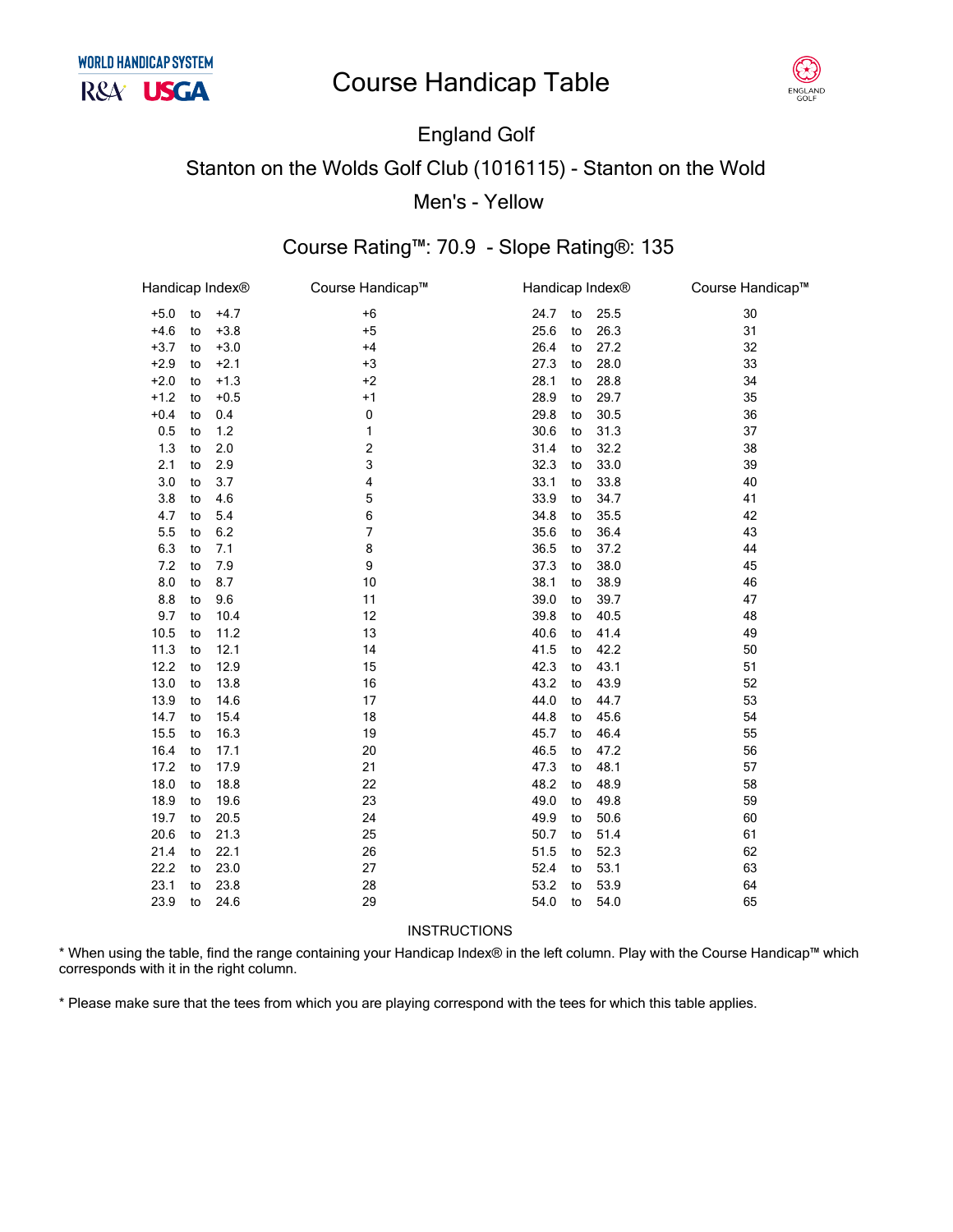WORLD HANDICAP SYSTEM

R&A USGA

# Course Handicap Table

ENGLAND GOLF

## England Golf

## Stanton on the Wolds Golf Club (1016115) - Stanton on the Wold

## Men's - Yellow

### Course Rating™: 70.9 - Slope Rating®: 135

| Handicap Index® | Course Handicap™ | Handicap Index® | Course Handicap™ |
|---|---|---|---|
| +5.0 to +4.7 | +6 | 24.7 to 25.5 | 30 |
| +4.6 to +3.8 | +5 | 25.6 to 26.3 | 31 |
| +3.7 to +3.0 | +4 | 26.4 to 27.2 | 32 |
| +2.9 to +2.1 | +3 | 27.3 to 28.0 | 33 |
| +2.0 to +1.3 | +2 | 28.1 to 28.8 | 34 |
| +1.2 to +0.5 | +1 | 28.9 to 29.7 | 35 |
| +0.4 to 0.4 | 0 | 29.8 to 30.5 | 36 |
| 0.5 to 1.2 | 1 | 30.6 to 31.3 | 37 |
| 1.3 to 2.0 | 2 | 31.4 to 32.2 | 38 |
| 2.1 to 2.9 | 3 | 32.3 to 33.0 | 39 |
| 3.0 to 3.7 | 4 | 33.1 to 33.8 | 40 |
| 3.8 to 4.6 | 5 | 33.9 to 34.7 | 41 |
| 4.7 to 5.4 | 6 | 34.8 to 35.5 | 42 |
| 5.5 to 6.2 | 7 | 35.6 to 36.4 | 43 |
| 6.3 to 7.1 | 8 | 36.5 to 37.2 | 44 |
| 7.2 to 7.9 | 9 | 37.3 to 38.0 | 45 |
| 8.0 to 8.7 | 10 | 38.1 to 38.9 | 46 |
| 8.8 to 9.6 | 11 | 39.0 to 39.7 | 47 |
| 9.7 to 10.4 | 12 | 39.8 to 40.5 | 48 |
| 10.5 to 11.2 | 13 | 40.6 to 41.4 | 49 |
| 11.3 to 12.1 | 14 | 41.5 to 42.2 | 50 |
| 12.2 to 12.9 | 15 | 42.3 to 43.1 | 51 |
| 13.0 to 13.8 | 16 | 43.2 to 43.9 | 52 |
| 13.9 to 14.6 | 17 | 44.0 to 44.7 | 53 |
| 14.7 to 15.4 | 18 | 44.8 to 45.6 | 54 |
| 15.5 to 16.3 | 19 | 45.7 to 46.4 | 55 |
| 16.4 to 17.1 | 20 | 46.5 to 47.2 | 56 |
| 17.2 to 17.9 | 21 | 47.3 to 48.1 | 57 |
| 18.0 to 18.8 | 22 | 48.2 to 48.9 | 58 |
| 18.9 to 19.6 | 23 | 49.0 to 49.8 | 59 |
| 19.7 to 20.5 | 24 | 49.9 to 50.6 | 60 |
| 20.6 to 21.3 | 25 | 50.7 to 51.4 | 61 |
| 21.4 to 22.1 | 26 | 51.5 to 52.3 | 62 |
| 22.2 to 23.0 | 27 | 52.4 to 53.1 | 63 |
| 23.1 to 23.8 | 28 | 53.2 to 53.9 | 64 |
| 23.9 to 24.6 | 29 | 54.0 to 54.0 | 65 |

INSTRUCTIONS

* When using the table, find the range containing your Handicap Index® in the left column. Play with the Course Handicap™ which corresponds with it in the right column.

* Please make sure that the tees from which you are playing correspond with the tees for which this table applies.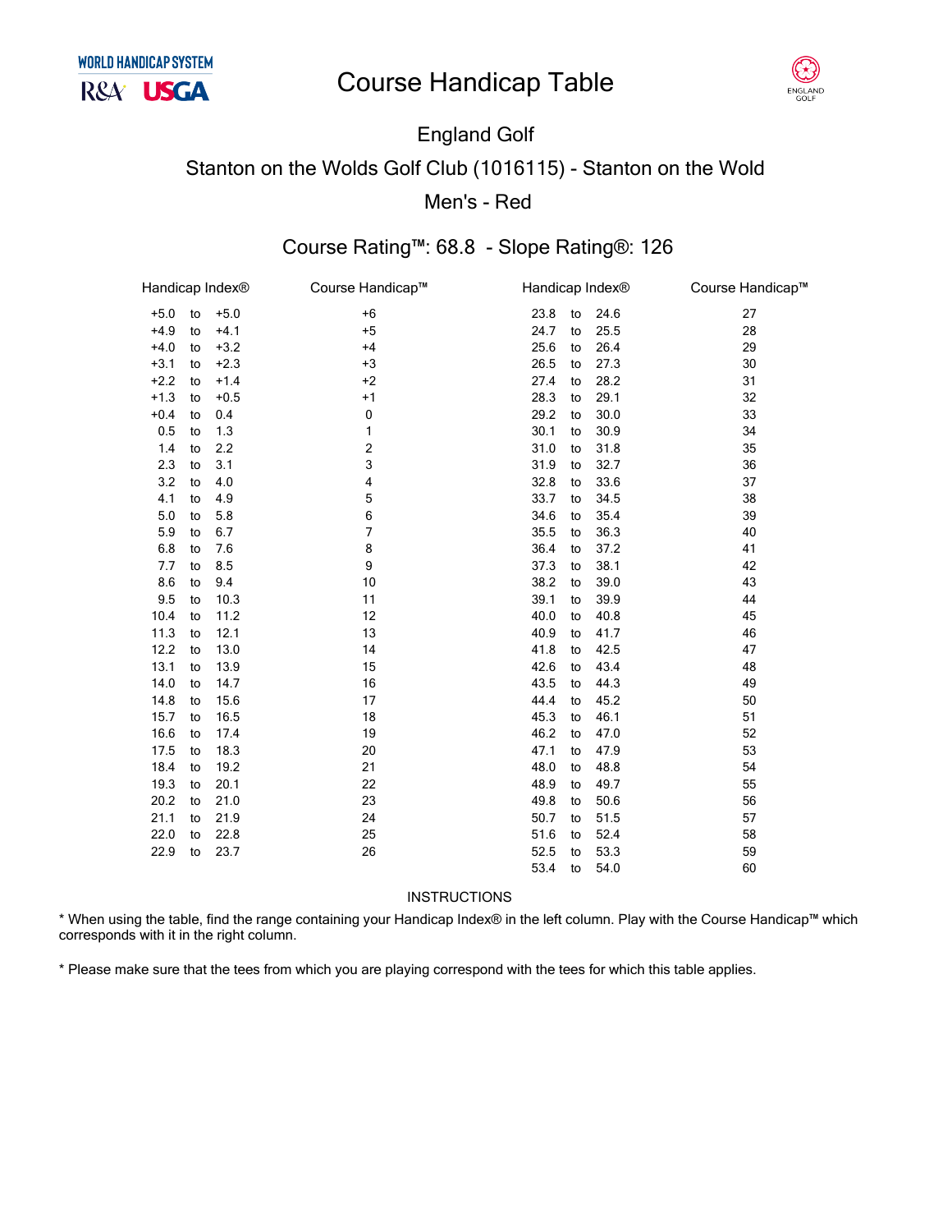WORLD HANDICAP SYSTEM
R&A USGA

# Course Handicap Table

ENGLAND GOLF

## England Golf

## Stanton on the Wolds Golf Club (1016115) - Stanton on the Wold

## Men's - Red

### Course Rating™: 68.8 - Slope Rating®: 126

| Handicap Index® | Course Handicap™ | Handicap Index® | Course Handicap™ |
|---|---|---|---|
| +5.0 to +5.0 | +6 | 23.8 to 24.6 | 27 |
| +4.9 to +4.1 | +5 | 24.7 to 25.5 | 28 |
| +4.0 to +3.2 | +4 | 25.6 to 26.4 | 29 |
| +3.1 to +2.3 | +3 | 26.5 to 27.3 | 30 |
| +2.2 to +1.4 | +2 | 27.4 to 28.2 | 31 |
| +1.3 to +0.5 | +1 | 28.3 to 29.1 | 32 |
| +0.4 to 0.4 | 0 | 29.2 to 30.0 | 33 |
| 0.5 to 1.3 | 1 | 30.1 to 30.9 | 34 |
| 1.4 to 2.2 | 2 | 31.0 to 31.8 | 35 |
| 2.3 to 3.1 | 3 | 31.9 to 32.7 | 36 |
| 3.2 to 4.0 | 4 | 32.8 to 33.6 | 37 |
| 4.1 to 4.9 | 5 | 33.7 to 34.5 | 38 |
| 5.0 to 5.8 | 6 | 34.6 to 35.4 | 39 |
| 5.9 to 6.7 | 7 | 35.5 to 36.3 | 40 |
| 6.8 to 7.6 | 8 | 36.4 to 37.2 | 41 |
| 7.7 to 8.5 | 9 | 37.3 to 38.1 | 42 |
| 8.6 to 9.4 | 10 | 38.2 to 39.0 | 43 |
| 9.5 to 10.3 | 11 | 39.1 to 39.9 | 44 |
| 10.4 to 11.2 | 12 | 40.0 to 40.8 | 45 |
| 11.3 to 12.1 | 13 | 40.9 to 41.7 | 46 |
| 12.2 to 13.0 | 14 | 41.8 to 42.5 | 47 |
| 13.1 to 13.9 | 15 | 42.6 to 43.4 | 48 |
| 14.0 to 14.7 | 16 | 43.5 to 44.3 | 49 |
| 14.8 to 15.6 | 17 | 44.4 to 45.2 | 50 |
| 15.7 to 16.5 | 18 | 45.3 to 46.1 | 51 |
| 16.6 to 17.4 | 19 | 46.2 to 47.0 | 52 |
| 17.5 to 18.3 | 20 | 47.1 to 47.9 | 53 |
| 18.4 to 19.2 | 21 | 48.0 to 48.8 | 54 |
| 19.3 to 20.1 | 22 | 48.9 to 49.7 | 55 |
| 20.2 to 21.0 | 23 | 49.8 to 50.6 | 56 |
| 21.1 to 21.9 | 24 | 50.7 to 51.5 | 57 |
| 22.0 to 22.8 | 25 | 51.6 to 52.4 | 58 |
| 22.9 to 23.7 | 26 | 52.5 to 53.3 | 59 |
| | | 53.4 to 54.0 | 60 |

INSTRUCTIONS

* When using the table, find the range containing your Handicap Index® in the left column. Play with the Course Handicap™ which corresponds with it in the right column.

* Please make sure that the tees from which you are playing correspond with the tees for which this table applies.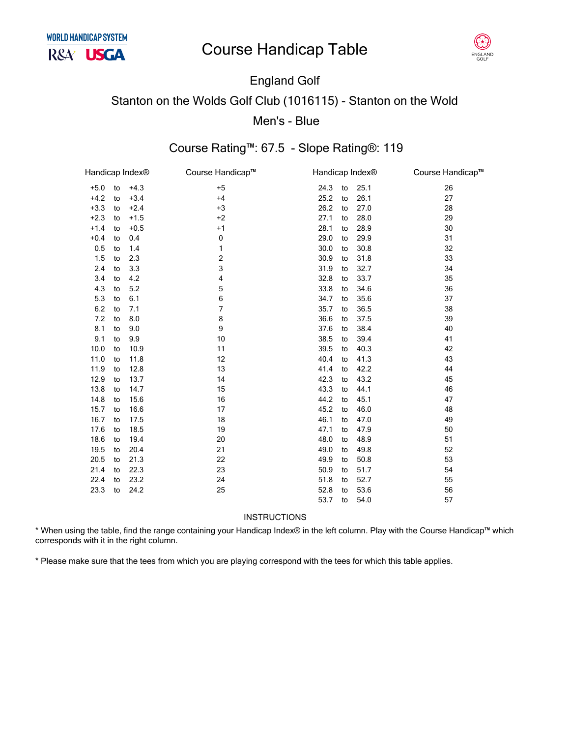WORLD HANDICAP SYSTEM

R&A USGA

# Course Handicap Table

ENGLAND GOLF

## England Golf

## Stanton on the Wolds Golf Club (1016115) - Stanton on the Wold

## Men's - Blue

### Course Rating™: 67.5 - Slope Rating®: 119

| Handicap Index® | Course Handicap™ | Handicap Index® | Course Handicap™ |
|---|---|---|---|
| +5.0 to +4.3 | +5 | 24.3 to 25.1 | 26 |
| +4.2 to +3.4 | +4 | 25.2 to 26.1 | 27 |
| +3.3 to +2.4 | +3 | 26.2 to 27.0 | 28 |
| +2.3 to +1.5 | +2 | 27.1 to 28.0 | 29 |
| +1.4 to +0.5 | +1 | 28.1 to 28.9 | 30 |
| +0.4 to 0.4 | 0 | 29.0 to 29.9 | 31 |
| 0.5 to 1.4 | 1 | 30.0 to 30.8 | 32 |
| 1.5 to 2.3 | 2 | 30.9 to 31.8 | 33 |
| 2.4 to 3.3 | 3 | 31.9 to 32.7 | 34 |
| 3.4 to 4.2 | 4 | 32.8 to 33.7 | 35 |
| 4.3 to 5.2 | 5 | 33.8 to 34.6 | 36 |
| 5.3 to 6.1 | 6 | 34.7 to 35.6 | 37 |
| 6.2 to 7.1 | 7 | 35.7 to 36.5 | 38 |
| 7.2 to 8.0 | 8 | 36.6 to 37.5 | 39 |
| 8.1 to 9.0 | 9 | 37.6 to 38.4 | 40 |
| 9.1 to 9.9 | 10 | 38.5 to 39.4 | 41 |
| 10.0 to 10.9 | 11 | 39.5 to 40.3 | 42 |
| 11.0 to 11.8 | 12 | 40.4 to 41.3 | 43 |
| 11.9 to 12.8 | 13 | 41.4 to 42.2 | 44 |
| 12.9 to 13.7 | 14 | 42.3 to 43.2 | 45 |
| 13.8 to 14.7 | 15 | 43.3 to 44.1 | 46 |
| 14.8 to 15.6 | 16 | 44.2 to 45.1 | 47 |
| 15.7 to 16.6 | 17 | 45.2 to 46.0 | 48 |
| 16.7 to 17.5 | 18 | 46.1 to 47.0 | 49 |
| 17.6 to 18.5 | 19 | 47.1 to 47.9 | 50 |
| 18.6 to 19.4 | 20 | 48.0 to 48.9 | 51 |
| 19.5 to 20.4 | 21 | 49.0 to 49.8 | 52 |
| 20.5 to 21.3 | 22 | 49.9 to 50.8 | 53 |
| 21.4 to 22.3 | 23 | 50.9 to 51.7 | 54 |
| 22.4 to 23.2 | 24 | 51.8 to 52.7 | 55 |
| 23.3 to 24.2 | 25 | 52.8 to 53.6 | 56 |
| | | 53.7 to 54.0 | 57 |

INSTRUCTIONS

* When using the table, find the range containing your Handicap Index® in the left column. Play with the Course Handicap™ which corresponds with it in the right column.

* Please make sure that the tees from which you are playing correspond with the tees for which this table applies.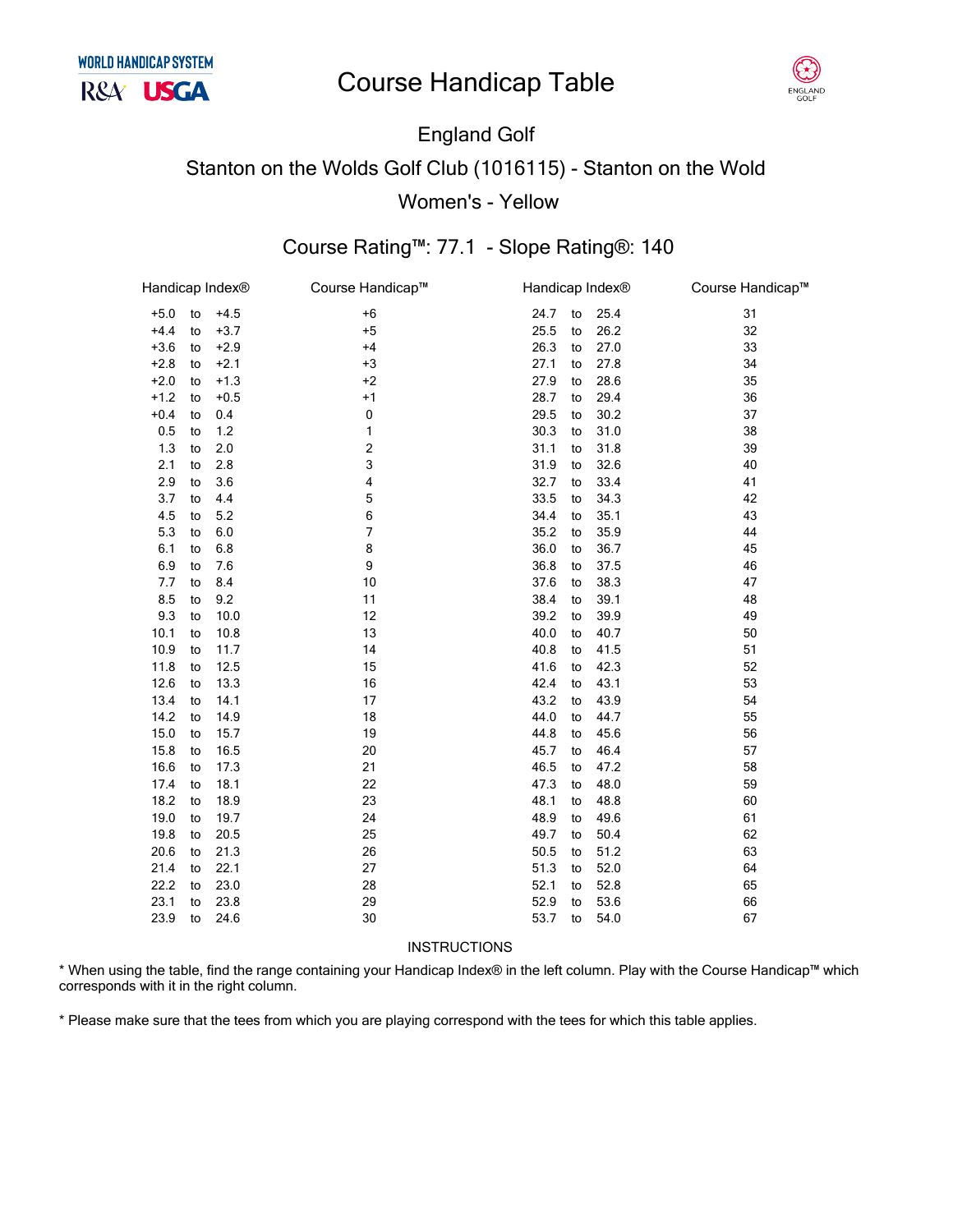WORLD HANDICAP SYSTEM
R&A USGA

# Course Handicap Table

ENGLAND GOLF

## England Golf

## Stanton on the Wolds Golf Club (1016115) - Stanton on the Wold

## Women's - Yellow

### Course Rating™: 77.1 - Slope Rating®: 140

| Handicap Index® | Course Handicap™ | Handicap Index® | Course Handicap™ |
|---|---|---|---|
| +5.0 to +4.5 | +6 | 24.7 to 25.4 | 31 |
| +4.4 to +3.7 | +5 | 25.5 to 26.2 | 32 |
| +3.6 to +2.9 | +4 | 26.3 to 27.0 | 33 |
| +2.8 to +2.1 | +3 | 27.1 to 27.8 | 34 |
| +2.0 to +1.3 | +2 | 27.9 to 28.6 | 35 |
| +1.2 to +0.5 | +1 | 28.7 to 29.4 | 36 |
| +0.4 to 0.4 | 0 | 29.5 to 30.2 | 37 |
| 0.5 to 1.2 | 1 | 30.3 to 31.0 | 38 |
| 1.3 to 2.0 | 2 | 31.1 to 31.8 | 39 |
| 2.1 to 2.8 | 3 | 31.9 to 32.6 | 40 |
| 2.9 to 3.6 | 4 | 32.7 to 33.4 | 41 |
| 3.7 to 4.4 | 5 | 33.5 to 34.3 | 42 |
| 4.5 to 5.2 | 6 | 34.4 to 35.1 | 43 |
| 5.3 to 6.0 | 7 | 35.2 to 35.9 | 44 |
| 6.1 to 6.8 | 8 | 36.0 to 36.7 | 45 |
| 6.9 to 7.6 | 9 | 36.8 to 37.5 | 46 |
| 7.7 to 8.4 | 10 | 37.6 to 38.3 | 47 |
| 8.5 to 9.2 | 11 | 38.4 to 39.1 | 48 |
| 9.3 to 10.0 | 12 | 39.2 to 39.9 | 49 |
| 10.1 to 10.8 | 13 | 40.0 to 40.7 | 50 |
| 10.9 to 11.7 | 14 | 40.8 to 41.5 | 51 |
| 11.8 to 12.5 | 15 | 41.6 to 42.3 | 52 |
| 12.6 to 13.3 | 16 | 42.4 to 43.1 | 53 |
| 13.4 to 14.1 | 17 | 43.2 to 43.9 | 54 |
| 14.2 to 14.9 | 18 | 44.0 to 44.7 | 55 |
| 15.0 to 15.7 | 19 | 44.8 to 45.6 | 56 |
| 15.8 to 16.5 | 20 | 45.7 to 46.4 | 57 |
| 16.6 to 17.3 | 21 | 46.5 to 47.2 | 58 |
| 17.4 to 18.1 | 22 | 47.3 to 48.0 | 59 |
| 18.2 to 18.9 | 23 | 48.1 to 48.8 | 60 |
| 19.0 to 19.7 | 24 | 48.9 to 49.6 | 61 |
| 19.8 to 20.5 | 25 | 49.7 to 50.4 | 62 |
| 20.6 to 21.3 | 26 | 50.5 to 51.2 | 63 |
| 21.4 to 22.1 | 27 | 51.3 to 52.0 | 64 |
| 22.2 to 23.0 | 28 | 52.1 to 52.8 | 65 |
| 23.1 to 23.8 | 29 | 52.9 to 53.6 | 66 |
| 23.9 to 24.6 | 30 | 53.7 to 54.0 | 67 |

INSTRUCTIONS

* When using the table, find the range containing your Handicap Index® in the left column. Play with the Course Handicap™ which corresponds with it in the right column.

* Please make sure that the tees from which you are playing correspond with the tees for which this table applies.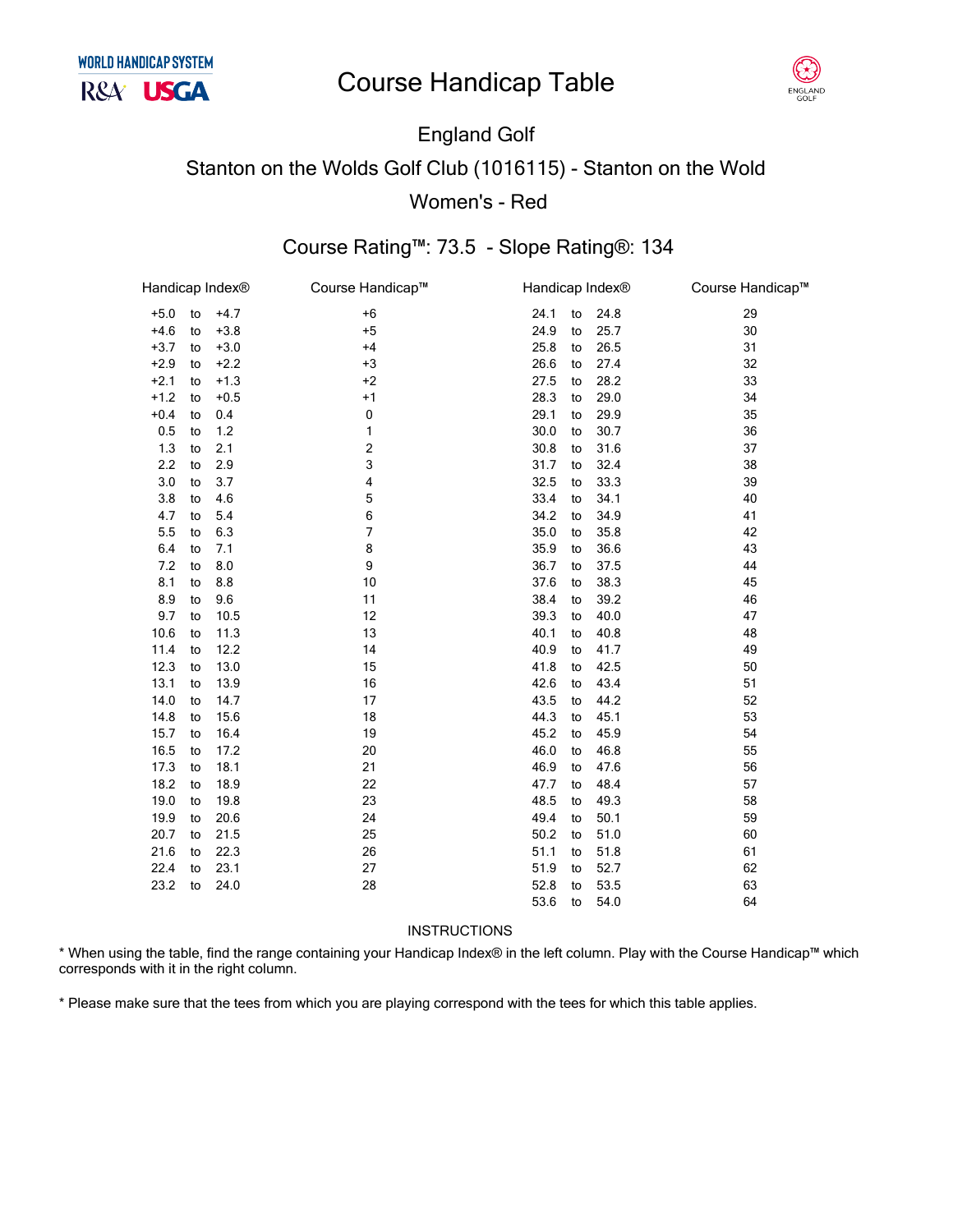# Course Handicap Table

## England Golf

## Stanton on the Wolds Golf Club (1016115) - Stanton on the Wold

## Women's - Red

### Course Rating™: 73.5 - Slope Rating®: 134

| Handicap Index® | Course Handicap™ | Handicap Index® | Course Handicap™ |
|---|---|---|---|
| +5.0 to +4.7 | +6 | 24.1 to 24.8 | 29 |
| +4.6 to +3.8 | +5 | 24.9 to 25.7 | 30 |
| +3.7 to +3.0 | +4 | 25.8 to 26.5 | 31 |
| +2.9 to +2.2 | +3 | 26.6 to 27.4 | 32 |
| +2.1 to +1.3 | +2 | 27.5 to 28.2 | 33 |
| +1.2 to +0.5 | +1 | 28.3 to 29.0 | 34 |
| +0.4 to 0.4 | 0 | 29.1 to 29.9 | 35 |
| 0.5 to 1.2 | 1 | 30.0 to 30.7 | 36 |
| 1.3 to 2.1 | 2 | 30.8 to 31.6 | 37 |
| 2.2 to 2.9 | 3 | 31.7 to 32.4 | 38 |
| 3.0 to 3.7 | 4 | 32.5 to 33.3 | 39 |
| 3.8 to 4.6 | 5 | 33.4 to 34.1 | 40 |
| 4.7 to 5.4 | 6 | 34.2 to 34.9 | 41 |
| 5.5 to 6.3 | 7 | 35.0 to 35.8 | 42 |
| 6.4 to 7.1 | 8 | 35.9 to 36.6 | 43 |
| 7.2 to 8.0 | 9 | 36.7 to 37.5 | 44 |
| 8.1 to 8.8 | 10 | 37.6 to 38.3 | 45 |
| 8.9 to 9.6 | 11 | 38.4 to 39.2 | 46 |
| 9.7 to 10.5 | 12 | 39.3 to 40.0 | 47 |
| 10.6 to 11.3 | 13 | 40.1 to 40.8 | 48 |
| 11.4 to 12.2 | 14 | 40.9 to 41.7 | 49 |
| 12.3 to 13.0 | 15 | 41.8 to 42.5 | 50 |
| 13.1 to 13.9 | 16 | 42.6 to 43.4 | 51 |
| 14.0 to 14.7 | 17 | 43.5 to 44.2 | 52 |
| 14.8 to 15.6 | 18 | 44.3 to 45.1 | 53 |
| 15.7 to 16.4 | 19 | 45.2 to 45.9 | 54 |
| 16.5 to 17.2 | 20 | 46.0 to 46.8 | 55 |
| 17.3 to 18.1 | 21 | 46.9 to 47.6 | 56 |
| 18.2 to 18.9 | 22 | 47.7 to 48.4 | 57 |
| 19.0 to 19.8 | 23 | 48.5 to 49.3 | 58 |
| 19.9 to 20.6 | 24 | 49.4 to 50.1 | 59 |
| 20.7 to 21.5 | 25 | 50.2 to 51.0 | 60 |
| 21.6 to 22.3 | 26 | 51.1 to 51.8 | 61 |
| 22.4 to 23.1 | 27 | 51.9 to 52.7 | 62 |
| 23.2 to 24.0 | 28 | 52.8 to 53.5 | 63 |
| | | 53.6 to 54.0 | 64 |

INSTRUCTIONS

* When using the table, find the range containing your Handicap Index® in the left column. Play with the Course Handicap™ which corresponds with it in the right column.

* Please make sure that the tees from which you are playing correspond with the tees for which this table applies.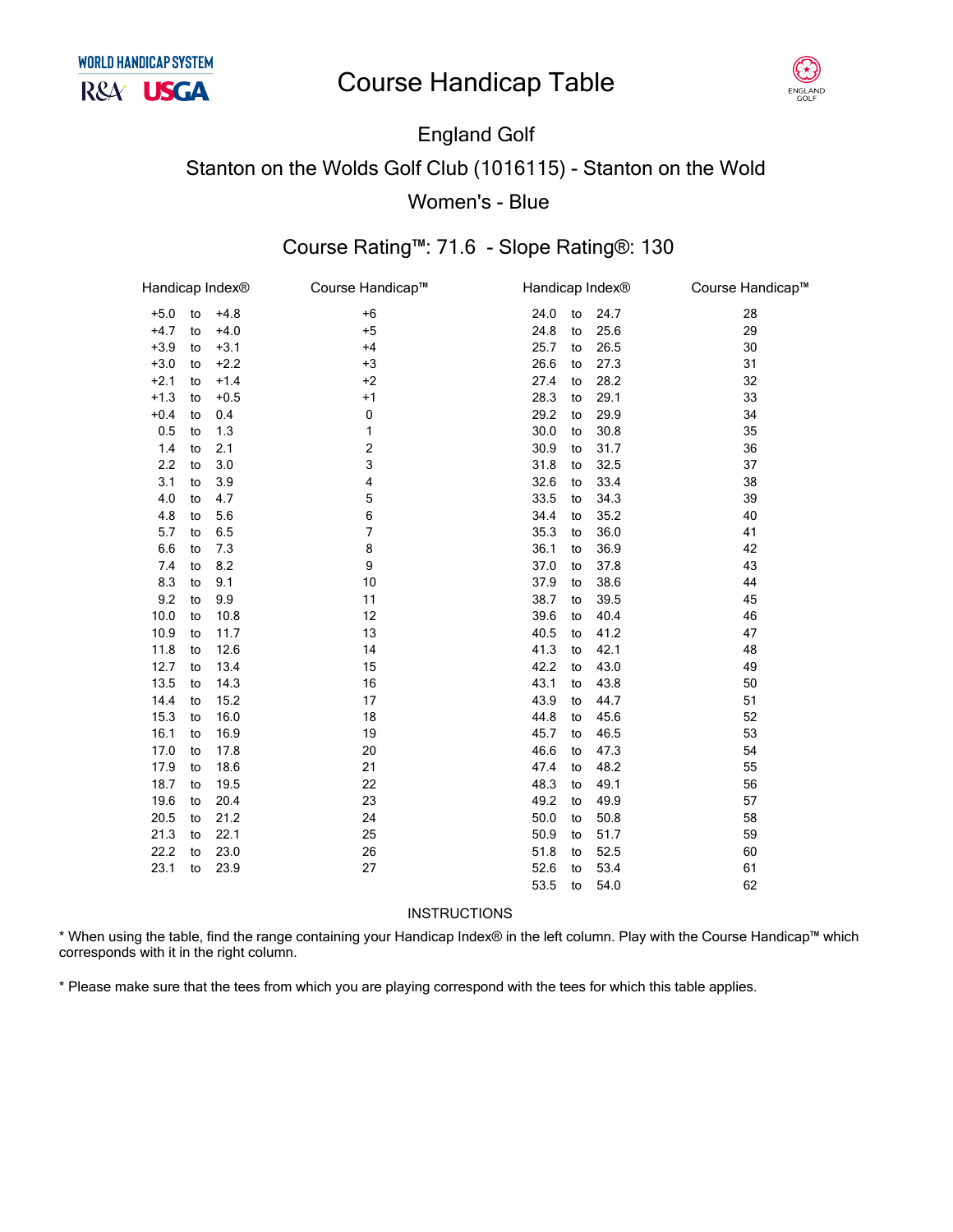WORLD HANDICAP SYSTEM

R&A USGA

# Course Handicap Table

ENGLAND GOLF

## England Golf

## Stanton on the Wolds Golf Club (1016115) - Stanton on the Wold

## Women's - Blue

### Course Rating™: 71.6 - Slope Rating®: 130

| Handicap Index® | | | Course Handicap™ | Handicap Index® | | | Course Handicap™ |
|---|---|---|---|---|---|---|---|
| +5.0 | to | +4.8 | +6 | 24.0 | to | 24.7 | 28 |
| +4.7 | to | +4.0 | +5 | 24.8 | to | 25.6 | 29 |
| +3.9 | to | +3.1 | +4 | 25.7 | to | 26.5 | 30 |
| +3.0 | to | +2.2 | +3 | 26.6 | to | 27.3 | 31 |
| +2.1 | to | +1.4 | +2 | 27.4 | to | 28.2 | 32 |
| +1.3 | to | +0.5 | +1 | 28.3 | to | 29.1 | 33 |
| +0.4 | to | 0.4 | 0 | 29.2 | to | 29.9 | 34 |
| 0.5 | to | 1.3 | 1 | 30.0 | to | 30.8 | 35 |
| 1.4 | to | 2.1 | 2 | 30.9 | to | 31.7 | 36 |
| 2.2 | to | 3.0 | 3 | 31.8 | to | 32.5 | 37 |
| 3.1 | to | 3.9 | 4 | 32.6 | to | 33.4 | 38 |
| 4.0 | to | 4.7 | 5 | 33.5 | to | 34.3 | 39 |
| 4.8 | to | 5.6 | 6 | 34.4 | to | 35.2 | 40 |
| 5.7 | to | 6.5 | 7 | 35.3 | to | 36.0 | 41 |
| 6.6 | to | 7.3 | 8 | 36.1 | to | 36.9 | 42 |
| 7.4 | to | 8.2 | 9 | 37.0 | to | 37.8 | 43 |
| 8.3 | to | 9.1 | 10 | 37.9 | to | 38.6 | 44 |
| 9.2 | to | 9.9 | 11 | 38.7 | to | 39.5 | 45 |
| 10.0 | to | 10.8 | 12 | 39.6 | to | 40.4 | 46 |
| 10.9 | to | 11.7 | 13 | 40.5 | to | 41.2 | 47 |
| 11.8 | to | 12.6 | 14 | 41.3 | to | 42.1 | 48 |
| 12.7 | to | 13.4 | 15 | 42.2 | to | 43.0 | 49 |
| 13.5 | to | 14.3 | 16 | 43.1 | to | 43.8 | 50 |
| 14.4 | to | 15.2 | 17 | 43.9 | to | 44.7 | 51 |
| 15.3 | to | 16.0 | 18 | 44.8 | to | 45.6 | 52 |
| 16.1 | to | 16.9 | 19 | 45.7 | to | 46.5 | 53 |
| 17.0 | to | 17.8 | 20 | 46.6 | to | 47.3 | 54 |
| 17.9 | to | 18.6 | 21 | 47.4 | to | 48.2 | 55 |
| 18.7 | to | 19.5 | 22 | 48.3 | to | 49.1 | 56 |
| 19.6 | to | 20.4 | 23 | 49.2 | to | 49.9 | 57 |
| 20.5 | to | 21.2 | 24 | 50.0 | to | 50.8 | 58 |
| 21.3 | to | 22.1 | 25 | 50.9 | to | 51.7 | 59 |
| 22.2 | to | 23.0 | 26 | 51.8 | to | 52.5 | 60 |
| 23.1 | to | 23.9 | 27 | 52.6 | to | 53.4 | 61 |
| | | | | 53.5 | to | 54.0 | 62 |

INSTRUCTIONS

* When using the table, find the range containing your Handicap Index® in the left column. Play with the Course Handicap™ which corresponds with it in the right column.

* Please make sure that the tees from which you are playing correspond with the tees for which this table applies.